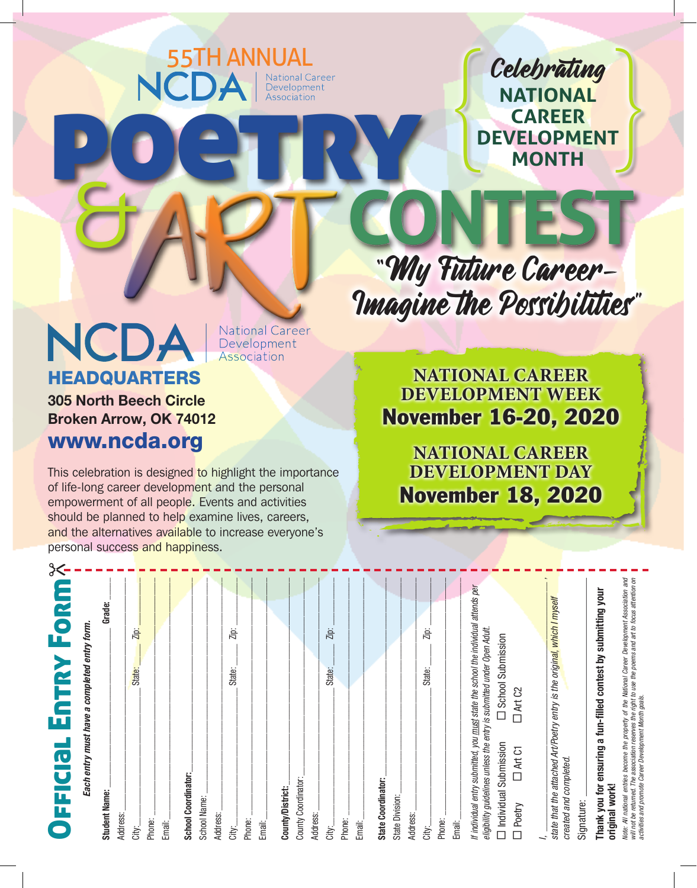55TH ANNUAL
NCDA | National Career Development Association

# POETRY & ART CONTEST

**Celebrating NATIONAL CAREER DEVELOPMENT MONTH**

"My Future Career– Imagine the Possibilities"

NCDA | National Career Development Association

## HEADQUARTERS

**305 North Beech Circle**
**Broken Arrow, OK 74012**

**www.ncda.org**

This celebration is designed to highlight the importance of life-long career development and the personal empowerment of all people. Events and activities should be planned to help examine lives, careers, and the alternatives available to increase everyone's personal success and happiness.

**NATIONAL CAREER DEVELOPMENT WEEK**
**November 16-20, 2020**

**NATIONAL CAREER DEVELOPMENT DAY**
**November 18, 2020**

## Official Entry Form

***Each entry must have a completed entry form.***

**Student Name:** ____________________ **Grade:** ______
Address: ____________________
City: __________ State: ______ Zip: ______
Phone: ____________________
Email: ____________________

**School Coordinator:** ____________________
School Name: ____________________
Address: ____________________
City: __________ State: ______ Zip: ______
Phone: ____________________
Email: ____________________

**County/District:** ____________________
County Coordinator: ____________________
Address: ____________________
City: __________ State: ______ Zip: ______
Phone: ____________________
Email: ____________________

**State Coordinator:** ____________________
State Division: ____________________
Address: ____________________
City: __________ State: ______ Zip: ______
Phone: ____________________
Email: ____________________

*If individual entry submitted, you must state the school the individual attends per eligibility guidelines unless the entry is submitted under Open Adult.*

☐ Individual Submission ☐ School Submission
☐ Poetry ☐ Art C1 ☐ Art C2

I, ____________________, *state that the attached Art/Poetry entry is the original, which I myself created and completed.*

Signature: ____________________

**Thank you for ensuring a fun-filled contest by submitting your original work!**

*Note: All national entries become the property of the National Career Development Association and will not be returned. The association reserves the right to use the poems and art to focus attention on activities and promote Career Development Month goals.*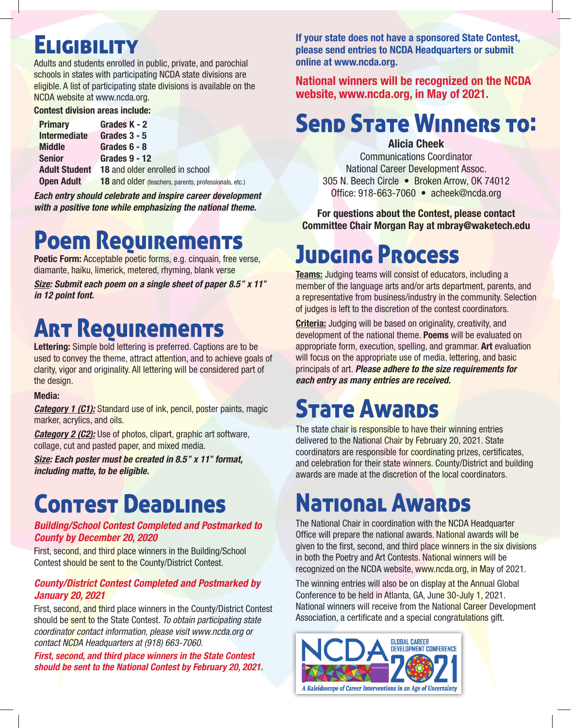# Eligibility

Adults and students enrolled in public, private, and parochial schools in states with participating NCDA state divisions are eligible. A list of participating state divisions is available on the NCDA website at www.ncda.org.

**Contest division areas include:**

| | |
|---|---|
| **Primary** | **Grades K - 2** |
| **Intermediate** | **Grades 3 - 5** |
| **Middle** | **Grades 6 - 8** |
| **Senior** | **Grades 9 - 12** |
| **Adult Student** | **18** and older enrolled in school |
| **Open Adult** | **18** and older (teachers, parents, professionals, etc.) |

***Each entry should celebrate and inspire career development with a positive tone while emphasizing the national theme.***

# Poem Requirements

**Poetic Form:** Acceptable poetic forms, e.g. cinquain, free verse, diamante, haiku, limerick, metered, rhyming, blank verse

***Size: Submit each poem on a single sheet of paper 8.5" x 11" in 12 point font.***

# Art Requirements

**Lettering:** Simple bold lettering is preferred. Captions are to be used to convey the theme, attract attention, and to achieve goals of clarity, vigor and originality. All lettering will be considered part of the design.

**Media:**

***Category 1 (C1):*** Standard use of ink, pencil, poster paints, magic marker, acrylics, and oils.

***Category 2 (C2):*** Use of photos, clipart, graphic art software, collage, cut and pasted paper, and mixed media.

***Size: Each poster must be created in 8.5" x 11" format, including matte, to be eligible.***

# Contest Deadlines

***Building/School Contest Completed and Postmarked to County by December 20, 2020***

First, second, and third place winners in the Building/School Contest should be sent to the County/District Contest.

***County/District Contest Completed and Postmarked by January 20, 2021***

First, second, and third place winners in the County/District Contest should be sent to the State Contest. *To obtain participating state coordinator contact information, please visit www.ncda.org or contact NCDA Headquarters at (918) 663-7060.*

***First, second, and third place winners in the State Contest should be sent to the National Contest by February 20, 2021.***

**If your state does not have a sponsored State Contest, please send entries to NCDA Headquarters or submit online at www.ncda.org.**

**National winners will be recognized on the NCDA website, www.ncda.org, in May of 2021.**

# Send State Winners to:

**Alicia Cheek**
Communications Coordinator
National Career Development Assoc.
305 N. Beech Circle • Broken Arrow, OK 74012
Office: 918-663-7060 • acheek@ncda.org

**For questions about the Contest, please contact Committee Chair Morgan Ray at mbray@waketech.edu**

# Judging Process

**Teams:** Judging teams will consist of educators, including a member of the language arts and/or arts department, parents, and a representative from business/industry in the community. Selection of judges is left to the discretion of the contest coordinators.

**Criteria:** Judging will be based on originality, creativity, and development of the national theme. **Poems** will be evaluated on appropriate form, execution, spelling, and grammar. **Art** evaluation will focus on the appropriate use of media, lettering, and basic principals of art. ***Please adhere to the size requirements for each entry as many entries are received.***

# State Awards

The state chair is responsible to have their winning entries delivered to the National Chair by February 20, 2021. State coordinators are responsible for coordinating prizes, certificates, and celebration for their state winners. County/District and building awards are made at the discretion of the local coordinators.

# National Awards

The National Chair in coordination with the NCDA Headquarter Office will prepare the national awards. National awards will be given to the first, second, and third place winners in the six divisions in both the Poetry and Art Contests. National winners will be recognized on the NCDA website, www.ncda.org, in May of 2021.

The winning entries will also be on display at the Annual Global Conference to be held in Atlanta, GA, June 30-July 1, 2021. National winners will receive from the National Career Development Association, a certificate and a special congratulations gift.

NCDA GLOBAL CAREER DEVELOPMENT CONFERENCE 2021
A Kaleidoscope of Career Interventions in an Age of Uncertainty